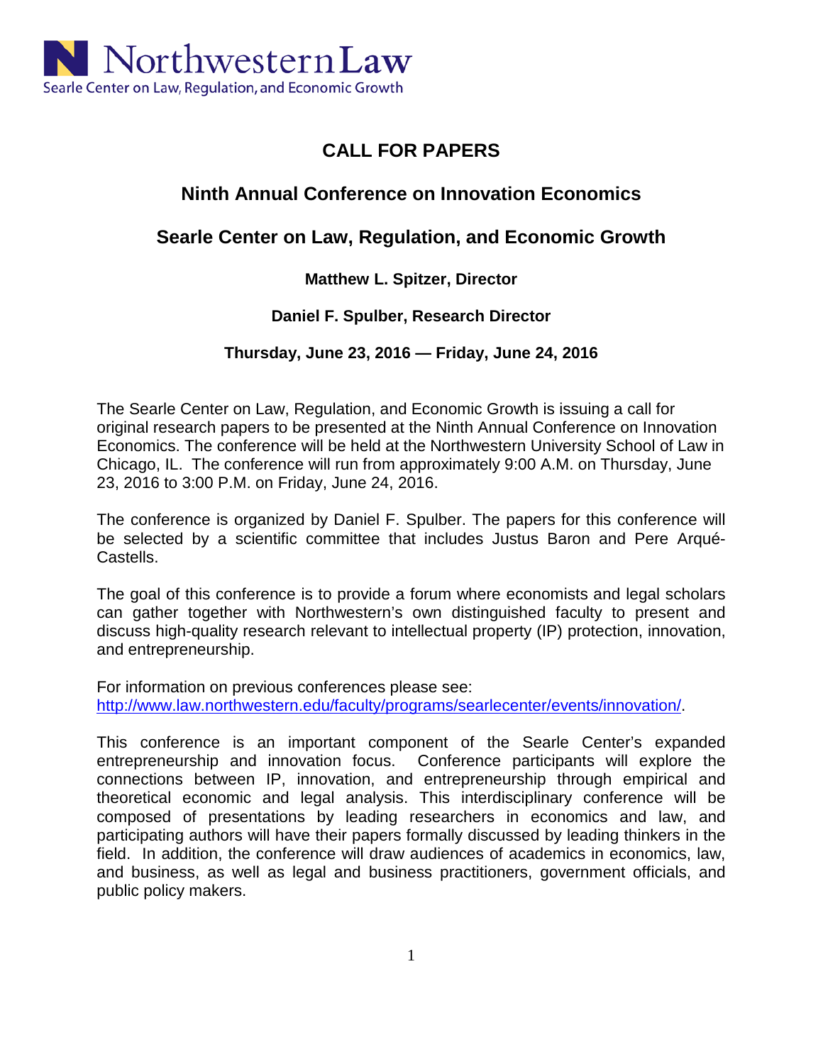Northwestern Law

Searle Center on Law, Regulation, and Economic Growth

# CALL FOR PAPERS

## Ninth Annual Conference on Innovation Economics

## Searle Center on Law, Regulation, and Economic Growth

**Matthew L. Spitzer, Director**

**Daniel F. Spulber, Research Director**

**Thursday, June 23, 2016 — Friday, June 24, 2016**

The Searle Center on Law, Regulation, and Economic Growth is issuing a call for original research papers to be presented at the Ninth Annual Conference on Innovation Economics. The conference will be held at the Northwestern University School of Law in Chicago, IL. The conference will run from approximately 9:00 A.M. on Thursday, June 23, 2016 to 3:00 P.M. on Friday, June 24, 2016.

The conference is organized by Daniel F. Spulber. The papers for this conference will be selected by a scientific committee that includes Justus Baron and Pere Arqué-Castells.

The goal of this conference is to provide a forum where economists and legal scholars can gather together with Northwestern's own distinguished faculty to present and discuss high-quality research relevant to intellectual property (IP) protection, innovation, and entrepreneurship.

For information on previous conferences please see:
http://www.law.northwestern.edu/faculty/programs/searlecenter/events/innovation/.

This conference is an important component of the Searle Center's expanded entrepreneurship and innovation focus. Conference participants will explore the connections between IP, innovation, and entrepreneurship through empirical and theoretical economic and legal analysis. This interdisciplinary conference will be composed of presentations by leading researchers in economics and law, and participating authors will have their papers formally discussed by leading thinkers in the field. In addition, the conference will draw audiences of academics in economics, law, and business, as well as legal and business practitioners, government officials, and public policy makers.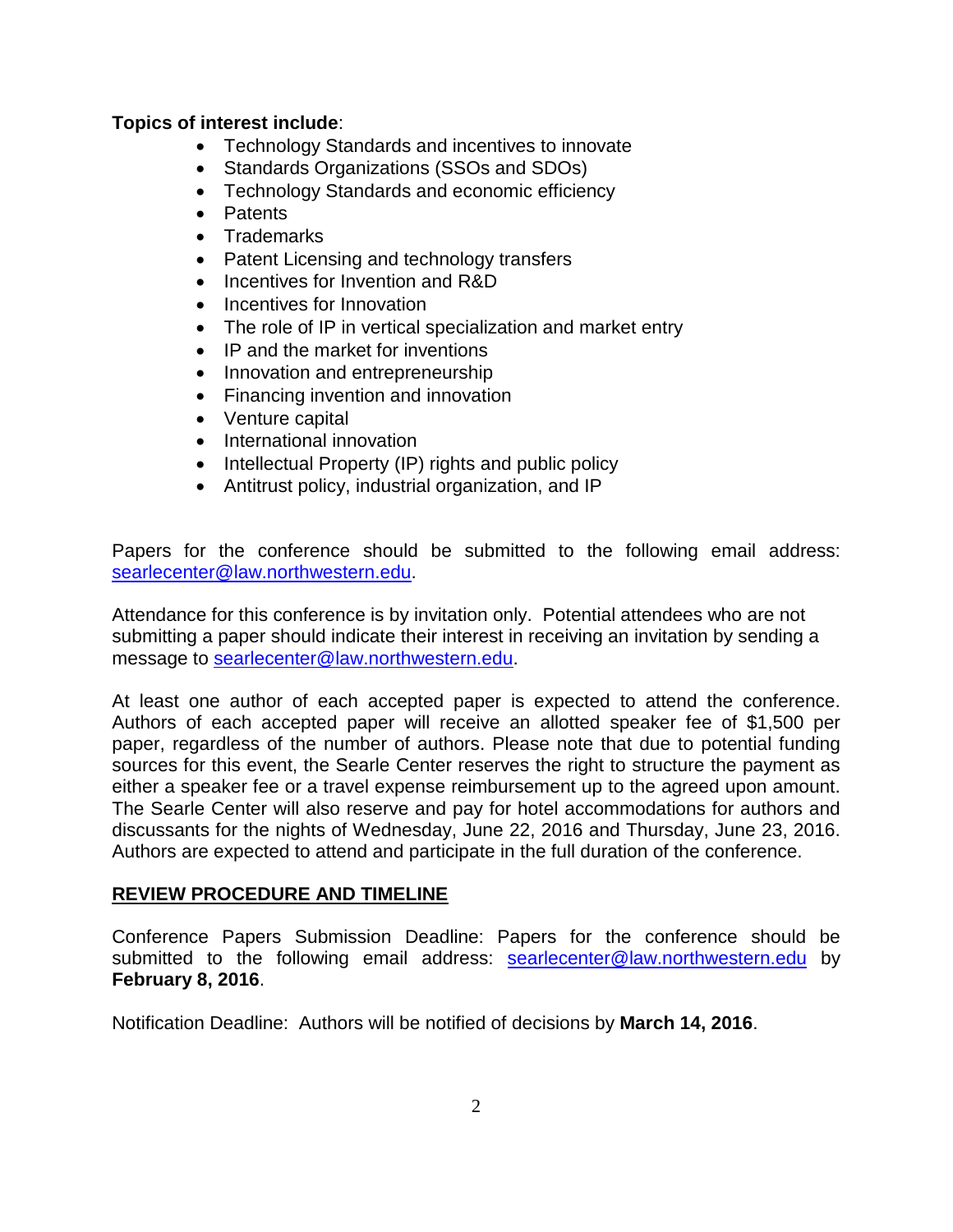**Topics of interest include**:

- Technology Standards and incentives to innovate
- Standards Organizations (SSOs and SDOs)
- Technology Standards and economic efficiency
- Patents
- Trademarks
- Patent Licensing and technology transfers
- Incentives for Invention and R&D
- Incentives for Innovation
- The role of IP in vertical specialization and market entry
- IP and the market for inventions
- Innovation and entrepreneurship
- Financing invention and innovation
- Venture capital
- International innovation
- Intellectual Property (IP) rights and public policy
- Antitrust policy, industrial organization, and IP

Papers for the conference should be submitted to the following email address: searlecenter@law.northwestern.edu.

Attendance for this conference is by invitation only. Potential attendees who are not submitting a paper should indicate their interest in receiving an invitation by sending a message to searlecenter@law.northwestern.edu.

At least one author of each accepted paper is expected to attend the conference. Authors of each accepted paper will receive an allotted speaker fee of $1,500 per paper, regardless of the number of authors. Please note that due to potential funding sources for this event, the Searle Center reserves the right to structure the payment as either a speaker fee or a travel expense reimbursement up to the agreed upon amount. The Searle Center will also reserve and pay for hotel accommodations for authors and discussants for the nights of Wednesday, June 22, 2016 and Thursday, June 23, 2016. Authors are expected to attend and participate in the full duration of the conference.

## REVIEW PROCEDURE AND TIMELINE

Conference Papers Submission Deadline: Papers for the conference should be submitted to the following email address: searlecenter@law.northwestern.edu by **February 8, 2016**.

Notification Deadline: Authors will be notified of decisions by **March 14, 2016**.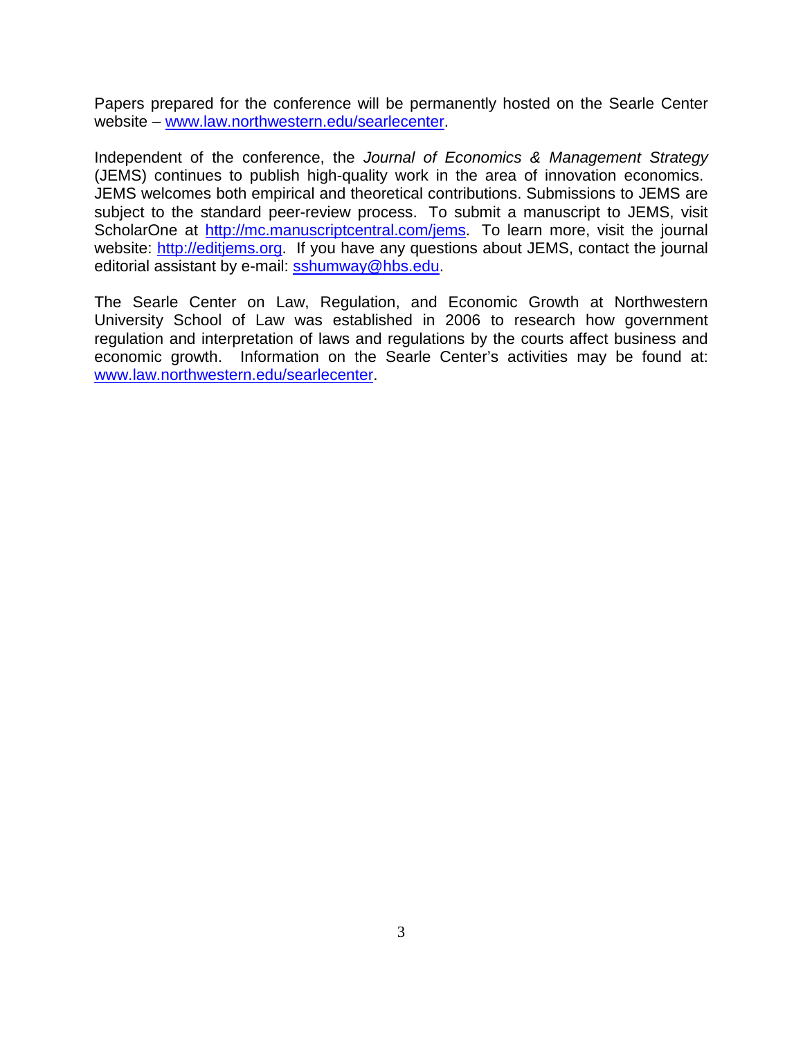Papers prepared for the conference will be permanently hosted on the Searle Center website – www.law.northwestern.edu/searlecenter.

Independent of the conference, the *Journal of Economics & Management Strategy* (JEMS) continues to publish high-quality work in the area of innovation economics. JEMS welcomes both empirical and theoretical contributions. Submissions to JEMS are subject to the standard peer-review process. To submit a manuscript to JEMS, visit ScholarOne at http://mc.manuscriptcentral.com/jems. To learn more, visit the journal website: http://editjems.org. If you have any questions about JEMS, contact the journal editorial assistant by e-mail: sshumway@hbs.edu.

The Searle Center on Law, Regulation, and Economic Growth at Northwestern University School of Law was established in 2006 to research how government regulation and interpretation of laws and regulations by the courts affect business and economic growth. Information on the Searle Center's activities may be found at: www.law.northwestern.edu/searlecenter.